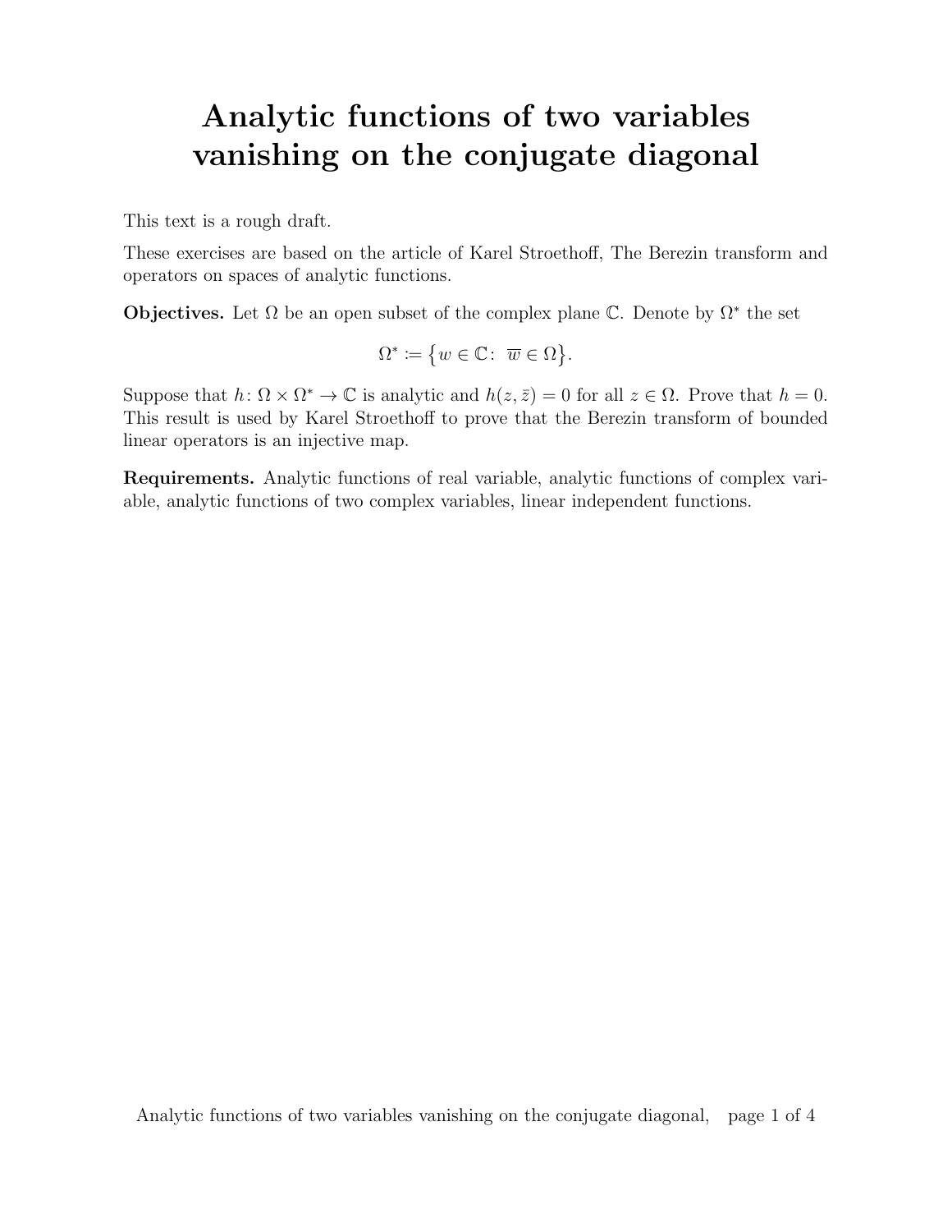# Analytic functions of two variables vanishing on the conjugate diagonal

This text is a rough draft.

These exercises are based on the article of Karel Stroethoff, The Berezin transform and operators on spaces of analytic functions.

**Objectives.** Let $\Omega$ be an open subset of the complex plane $\mathbb{C}$. Denote by $\Omega^*$ the set

$$\Omega^* := \big\{ w \in \mathbb{C}\colon\ \overline{w} \in \Omega \big\}.$$

Suppose that $h\colon \Omega \times \Omega^* \to \mathbb{C}$ is analytic and $h(z, \bar{z}) = 0$ for all $z \in \Omega$. Prove that $h = 0$. This result is used by Karel Stroethoff to prove that the Berezin transform of bounded linear operators is an injective map.

**Requirements.** Analytic functions of real variable, analytic functions of complex variable, analytic functions of two complex variables, linear independent functions.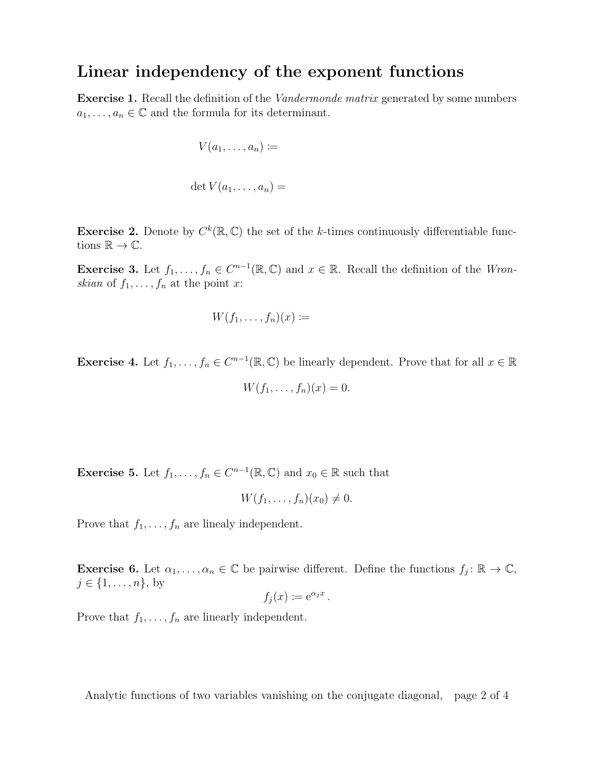## Linear independency of the exponent functions

**Exercise 1.** Recall the definition of the *Vandermonde matrix* generated by some numbers $a_1, \ldots, a_n \in \mathbb{C}$ and the formula for its determinant.

$$V(a_1, \ldots, a_n) :=$$

$$\det V(a_1, \ldots, a_n) =$$

**Exercise 2.** Denote by $C^k(\mathbb{R}, \mathbb{C})$ the set of the $k$-times continuously differentiable functions $\mathbb{R} \to \mathbb{C}$.

**Exercise 3.** Let $f_1, \ldots, f_n \in C^{n-1}(\mathbb{R}, \mathbb{C})$ and $x \in \mathbb{R}$. Recall the definition of the *Wronskian* of $f_1, \ldots, f_n$ at the point $x$:

$$W(f_1, \ldots, f_n)(x) :=$$

**Exercise 4.** Let $f_1, \ldots, f_n \in C^{n-1}(\mathbb{R}, \mathbb{C})$ be linearly dependent. Prove that for all $x \in \mathbb{R}$

$$W(f_1, \ldots, f_n)(x) = 0.$$

**Exercise 5.** Let $f_1, \ldots, f_n \in C^{n-1}(\mathbb{R}, \mathbb{C})$ and $x_0 \in \mathbb{R}$ such that

$$W(f_1, \ldots, f_n)(x_0) \neq 0.$$

Prove that $f_1, \ldots, f_n$ are linealy independent.

**Exercise 6.** Let $\alpha_1, \ldots, \alpha_n \in \mathbb{C}$ be pairwise different. Define the functions $f_j \colon \mathbb{R} \to \mathbb{C}$, $j \in \{1, \ldots, n\}$, by

$$f_j(x) := \mathrm{e}^{\alpha_j x}.$$

Prove that $f_1, \ldots, f_n$ are linearly independent.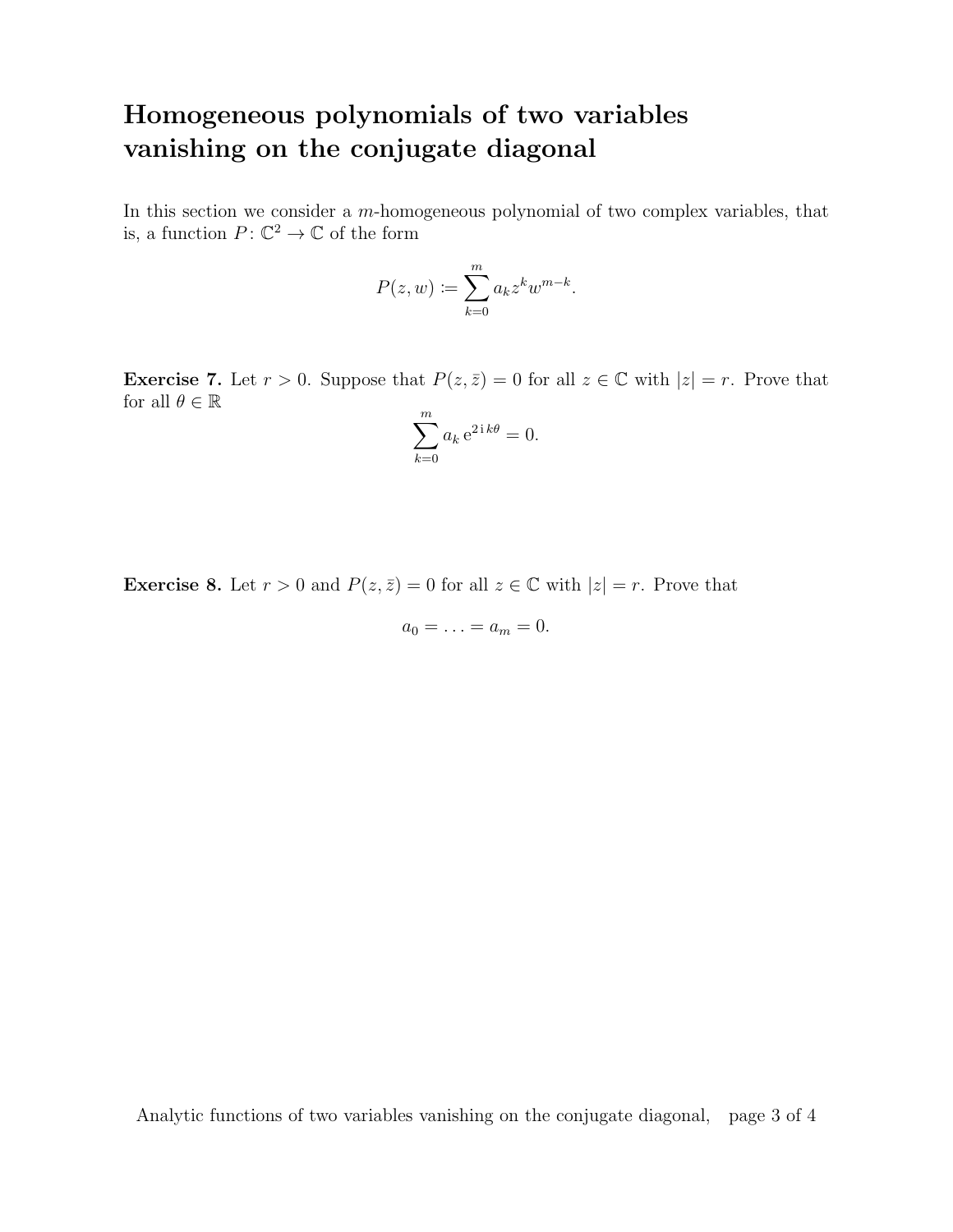# Homogeneous polynomials of two variables vanishing on the conjugate diagonal

In this section we consider a $m$-homogeneous polynomial of two complex variables, that is, a function $P\colon \mathbb{C}^2 \to \mathbb{C}$ of the form

$$P(z, w) \coloneqq \sum_{k=0}^{m} a_k z^k w^{m-k}.$$

**Exercise 7.** Let $r > 0$. Suppose that $P(z, \bar{z}) = 0$ for all $z \in \mathbb{C}$ with $|z| = r$. Prove that for all $\theta \in \mathbb{R}$

$$\sum_{k=0}^{m} a_k \, \mathrm{e}^{2\,\mathrm{i}\,k\theta} = 0.$$

**Exercise 8.** Let $r > 0$ and $P(z, \bar{z}) = 0$ for all $z \in \mathbb{C}$ with $|z| = r$. Prove that

$$a_0 = \ldots = a_m = 0.$$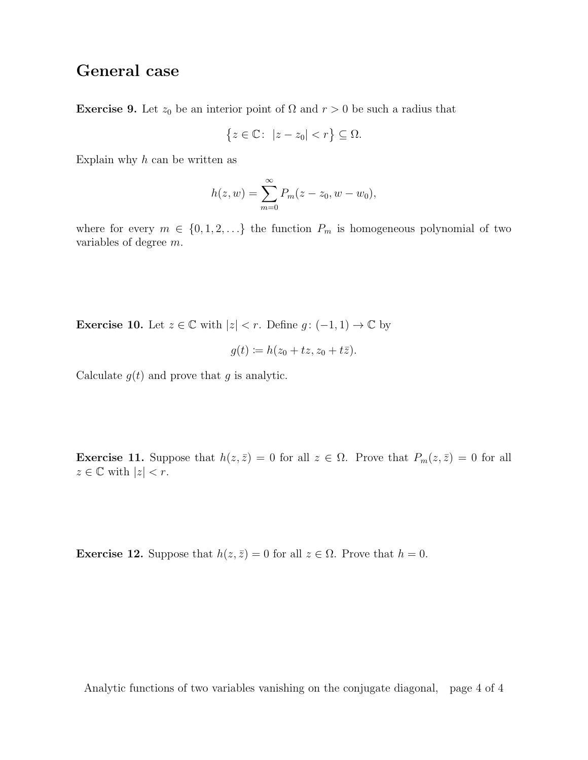## General case

**Exercise 9.** Let $z_0$ be an interior point of $\Omega$ and $r > 0$ be such a radius that

$$\{z \in \mathbb{C}\colon\ |z - z_0| < r\} \subseteq \Omega.$$

Explain why $h$ can be written as

$$h(z, w) = \sum_{m=0}^{\infty} P_m(z - z_0, w - w_0),$$

where for every $m \in \{0, 1, 2, \ldots\}$ the function $P_m$ is homogeneous polynomial of two variables of degree $m$.

**Exercise 10.** Let $z \in \mathbb{C}$ with $|z| < r$. Define $g\colon (-1, 1) \to \mathbb{C}$ by

$$g(t) := h(z_0 + tz, z_0 + t\bar{z}).$$

Calculate $g(t)$ and prove that $g$ is analytic.

**Exercise 11.** Suppose that $h(z, \bar{z}) = 0$ for all $z \in \Omega$. Prove that $P_m(z, \bar{z}) = 0$ for all $z \in \mathbb{C}$ with $|z| < r$.

**Exercise 12.** Suppose that $h(z, \bar{z}) = 0$ for all $z \in \Omega$. Prove that $h = 0$.